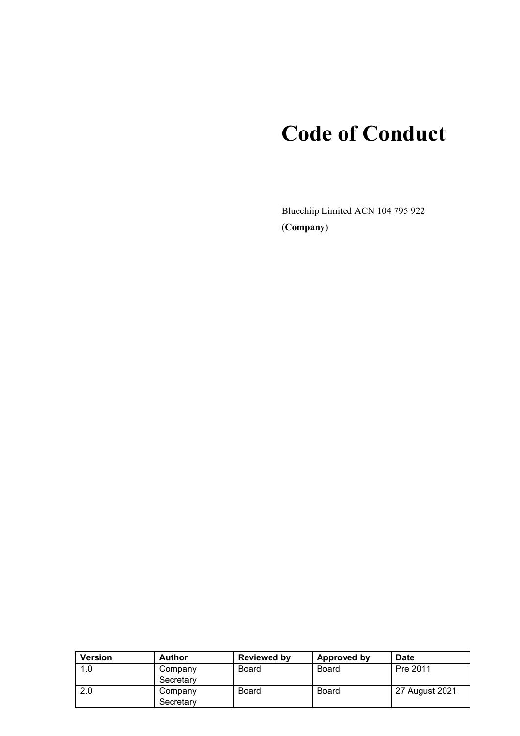# Code of Conduct

Bluechiip Limited ACN 104 795 922
(**Company**)

| Version | Author | Reviewed by | Approved by | Date |
|---|---|---|---|---|
| 1.0 | Company Secretary | Board | Board | Pre 2011 |
| 2.0 | Company Secretary | Board | Board | 27 August 2021 |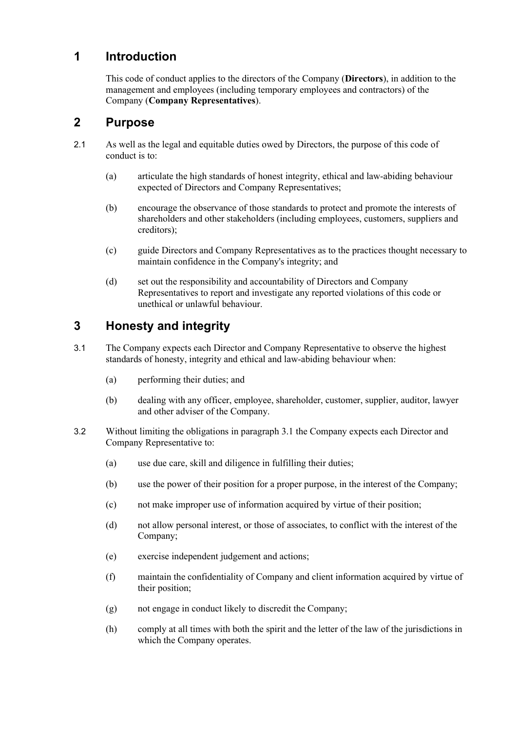## 1 Introduction

This code of conduct applies to the directors of the Company (**Directors**), in addition to the management and employees (including temporary employees and contractors) of the Company (**Company Representatives**).

## 2 Purpose

2.1 As well as the legal and equitable duties owed by Directors, the purpose of this code of conduct is to:

(a) articulate the high standards of honest integrity, ethical and law-abiding behaviour expected of Directors and Company Representatives;

(b) encourage the observance of those standards to protect and promote the interests of shareholders and other stakeholders (including employees, customers, suppliers and creditors);

(c) guide Directors and Company Representatives as to the practices thought necessary to maintain confidence in the Company's integrity; and

(d) set out the responsibility and accountability of Directors and Company Representatives to report and investigate any reported violations of this code or unethical or unlawful behaviour.

## 3 Honesty and integrity

3.1 The Company expects each Director and Company Representative to observe the highest standards of honesty, integrity and ethical and law-abiding behaviour when:

(a) performing their duties; and

(b) dealing with any officer, employee, shareholder, customer, supplier, auditor, lawyer and other adviser of the Company.

3.2 Without limiting the obligations in paragraph 3.1 the Company expects each Director and Company Representative to:

(a) use due care, skill and diligence in fulfilling their duties;

(b) use the power of their position for a proper purpose, in the interest of the Company;

(c) not make improper use of information acquired by virtue of their position;

(d) not allow personal interest, or those of associates, to conflict with the interest of the Company;

(e) exercise independent judgement and actions;

(f) maintain the confidentiality of Company and client information acquired by virtue of their position;

(g) not engage in conduct likely to discredit the Company;

(h) comply at all times with both the spirit and the letter of the law of the jurisdictions in which the Company operates.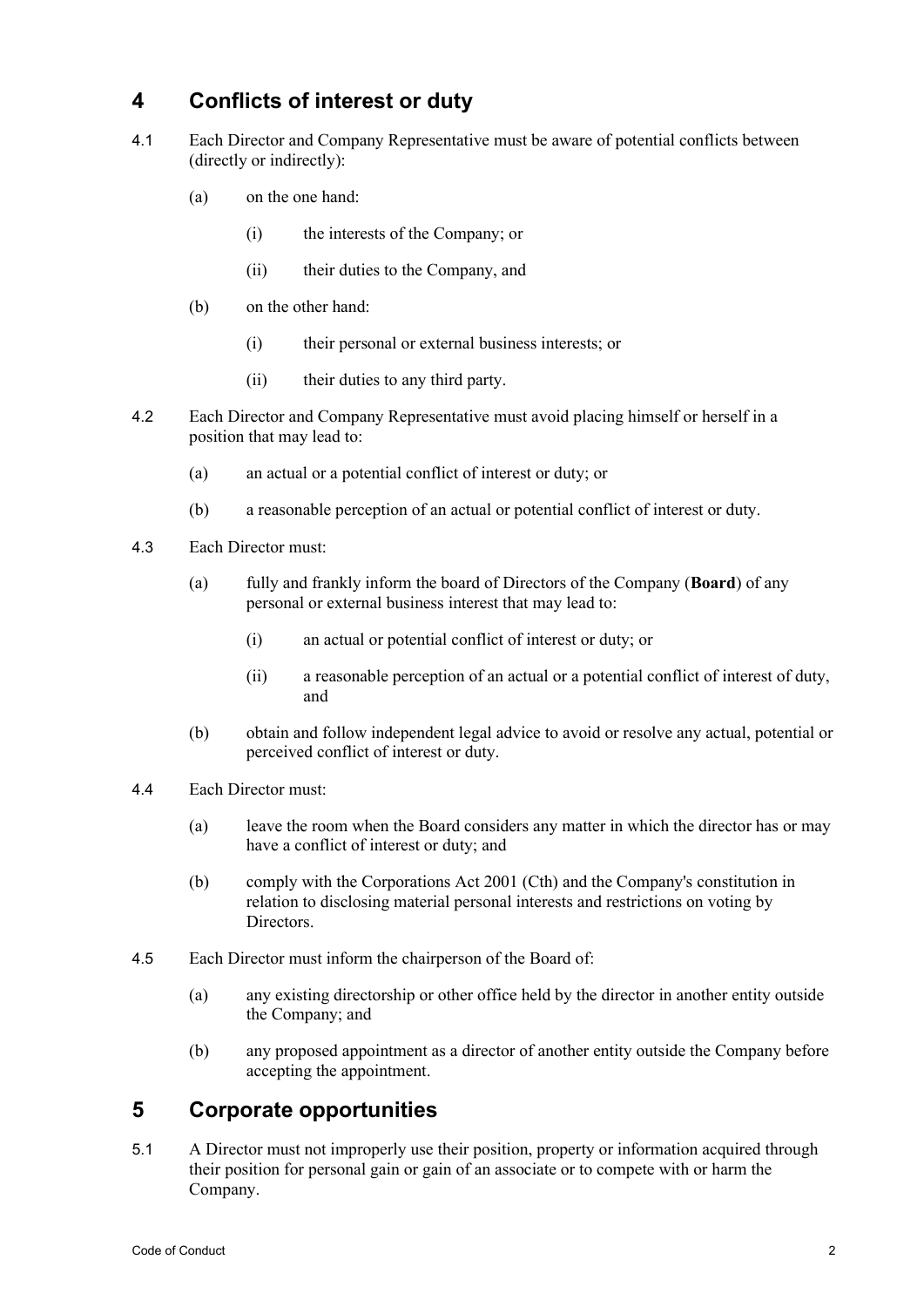## 4 Conflicts of interest or duty

4.1 Each Director and Company Representative must be aware of potential conflicts between (directly or indirectly):

(a) on the one hand:

(i) the interests of the Company; or

(ii) their duties to the Company, and

(b) on the other hand:

(i) their personal or external business interests; or

(ii) their duties to any third party.

4.2 Each Director and Company Representative must avoid placing himself or herself in a position that may lead to:

(a) an actual or a potential conflict of interest or duty; or

(b) a reasonable perception of an actual or potential conflict of interest or duty.

4.3 Each Director must:

(a) fully and frankly inform the board of Directors of the Company (**Board**) of any personal or external business interest that may lead to:

(i) an actual or potential conflict of interest or duty; or

(ii) a reasonable perception of an actual or a potential conflict of interest of duty, and

(b) obtain and follow independent legal advice to avoid or resolve any actual, potential or perceived conflict of interest or duty.

4.4 Each Director must:

(a) leave the room when the Board considers any matter in which the director has or may have a conflict of interest or duty; and

(b) comply with the Corporations Act 2001 (Cth) and the Company's constitution in relation to disclosing material personal interests and restrictions on voting by Directors.

4.5 Each Director must inform the chairperson of the Board of:

(a) any existing directorship or other office held by the director in another entity outside the Company; and

(b) any proposed appointment as a director of another entity outside the Company before accepting the appointment.

## 5 Corporate opportunities

5.1 A Director must not improperly use their position, property or information acquired through their position for personal gain or gain of an associate or to compete with or harm the Company.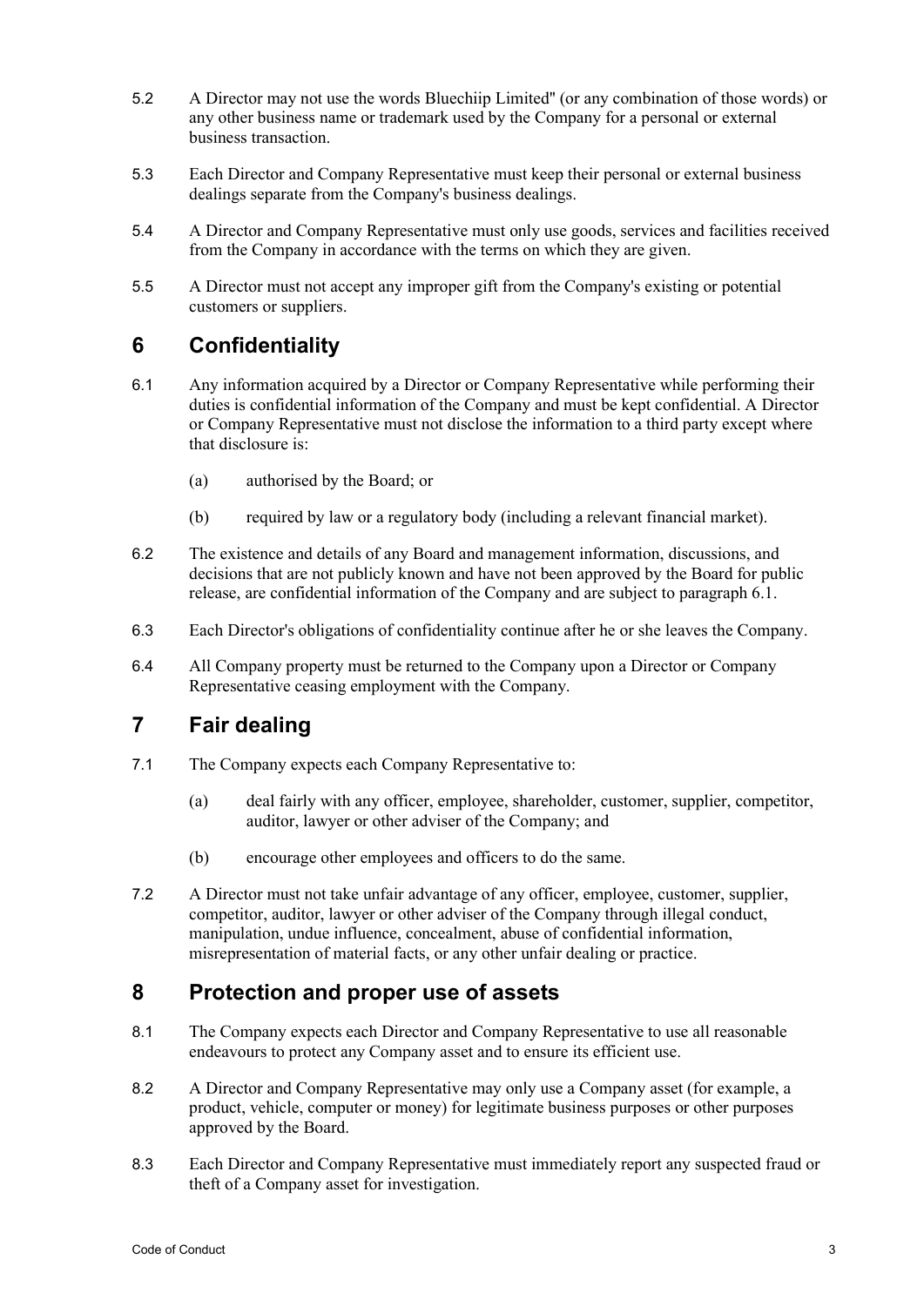5.2 A Director may not use the words Bluechiip Limited" (or any combination of those words) or any other business name or trademark used by the Company for a personal or external business transaction.

5.3 Each Director and Company Representative must keep their personal or external business dealings separate from the Company's business dealings.

5.4 A Director and Company Representative must only use goods, services and facilities received from the Company in accordance with the terms on which they are given.

5.5 A Director must not accept any improper gift from the Company's existing or potential customers or suppliers.

## 6 Confidentiality

6.1 Any information acquired by a Director or Company Representative while performing their duties is confidential information of the Company and must be kept confidential. A Director or Company Representative must not disclose the information to a third party except where that disclosure is:

(a) authorised by the Board; or

(b) required by law or a regulatory body (including a relevant financial market).

6.2 The existence and details of any Board and management information, discussions, and decisions that are not publicly known and have not been approved by the Board for public release, are confidential information of the Company and are subject to paragraph 6.1.

6.3 Each Director's obligations of confidentiality continue after he or she leaves the Company.

6.4 All Company property must be returned to the Company upon a Director or Company Representative ceasing employment with the Company.

## 7 Fair dealing

7.1 The Company expects each Company Representative to:

(a) deal fairly with any officer, employee, shareholder, customer, supplier, competitor, auditor, lawyer or other adviser of the Company; and

(b) encourage other employees and officers to do the same.

7.2 A Director must not take unfair advantage of any officer, employee, customer, supplier, competitor, auditor, lawyer or other adviser of the Company through illegal conduct, manipulation, undue influence, concealment, abuse of confidential information, misrepresentation of material facts, or any other unfair dealing or practice.

## 8 Protection and proper use of assets

8.1 The Company expects each Director and Company Representative to use all reasonable endeavours to protect any Company asset and to ensure its efficient use.

8.2 A Director and Company Representative may only use a Company asset (for example, a product, vehicle, computer or money) for legitimate business purposes or other purposes approved by the Board.

8.3 Each Director and Company Representative must immediately report any suspected fraud or theft of a Company asset for investigation.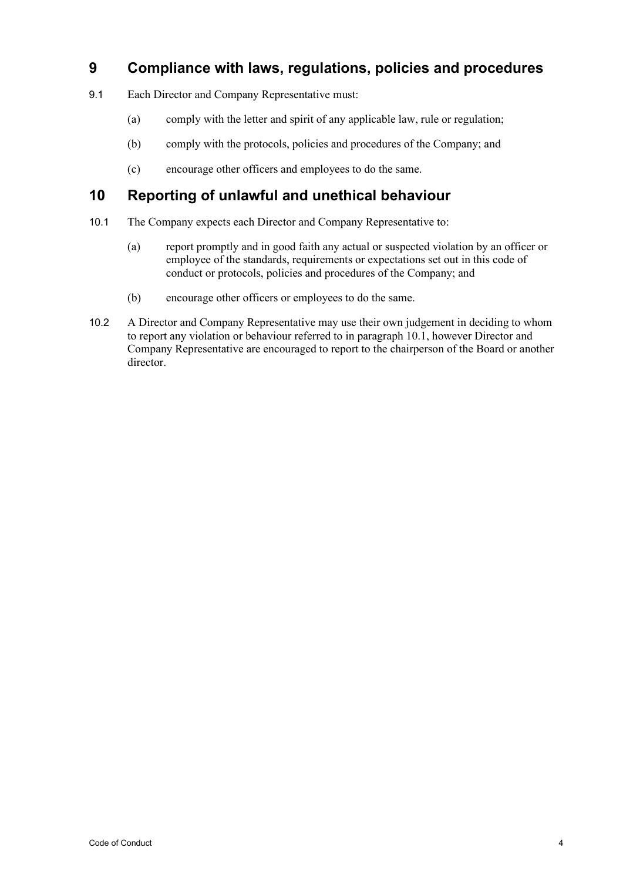## 9 Compliance with laws, regulations, policies and procedures

9.1 Each Director and Company Representative must:

(a) comply with the letter and spirit of any applicable law, rule or regulation;

(b) comply with the protocols, policies and procedures of the Company; and

(c) encourage other officers and employees to do the same.

## 10 Reporting of unlawful and unethical behaviour

10.1 The Company expects each Director and Company Representative to:

(a) report promptly and in good faith any actual or suspected violation by an officer or employee of the standards, requirements or expectations set out in this code of conduct or protocols, policies and procedures of the Company; and

(b) encourage other officers or employees to do the same.

10.2 A Director and Company Representative may use their own judgement in deciding to whom to report any violation or behaviour referred to in paragraph 10.1, however Director and Company Representative are encouraged to report to the chairperson of the Board or another director.